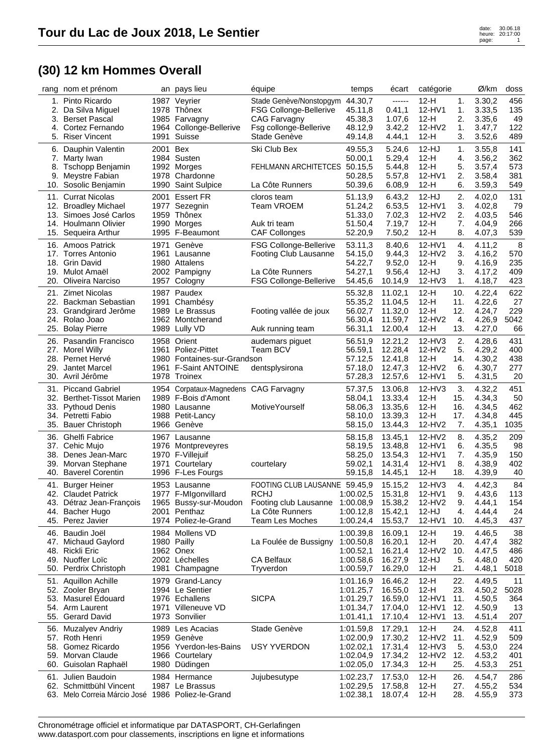# Tour du Lac de Joux 2018, Le Sentier

## (30) 12 km Hommes Overall

| rang | nom et prénom | an | pays lieu | équipe | temps | écart | catégorie | | Ø/km | doss |
|---|---|---|---|---|---|---|---|---|---|---|
| 1. | Pinto Ricardo | 1987 | Veyrier | Stade Genève/Nonstopgym | 44.30,7 | ------ | 12-H | 1. | 3.30,2 | 456 |
| 2. | Da Silva Miguel | 1978 | Thônex | FSG Collonge-Bellerive | 45.11,8 | 0.41,1 | 12-HV1 | 1. | 3.33,5 | 135 |
| 3. | Berset Pascal | 1985 | Farvagny | CAG Farvagny | 45.38,3 | 1.07,6 | 12-H | 2. | 3.35,6 | 49 |
| 4. | Cortez Fernando | 1964 | Collonge-Bellerive | Fsg collonge-Bellerive | 48.12,9 | 3.42,2 | 12-HV2 | 1. | 3.47,7 | 122 |
| 5. | Riser Vincent | 1991 | Suisse | Stade Genève | 49.14,8 | 4.44,1 | 12-H | 3. | 3.52,6 | 489 |
| 6. | Dauphin Valentin | 2001 | Bex | Ski Club Bex | 49.55,3 | 5.24,6 | 12-HJ | 1. | 3.55,8 | 141 |
| 7. | Marty Iwan | 1984 | Susten | | 50.00,1 | 5.29,4 | 12-H | 4. | 3.56,2 | 362 |
| 8. | Tschopp Benjamin | 1992 | Morges | FEHLMANN ARCHITETCES | 50.15,5 | 5.44,8 | 12-H | 5. | 3.57,4 | 573 |
| 9. | Meystre Fabian | 1978 | Chardonne | | 50.28,5 | 5.57,8 | 12-HV1 | 2. | 3.58,4 | 381 |
| 10. | Sosolic Benjamin | 1990 | Saint Sulpice | La Côte Runners | 50.39,6 | 6.08,9 | 12-H | 6. | 3.59,3 | 549 |
| 11. | Currat Nicolas | 2001 | Essert FR | cloros team | 51.13,9 | 6.43,2 | 12-HJ | 2. | 4.02,0 | 131 |
| 12. | Broadley Michael | 1977 | Sezegnin | Team VROEM | 51.24,2 | 6.53,5 | 12-HV1 | 3. | 4.02,8 | 79 |
| 13. | Simoes José Carlos | 1959 | Thônex | | 51.33,0 | 7.02,3 | 12-HV2 | 2. | 4.03,5 | 546 |
| 14. | Houlmann Olivier | 1990 | Morges | Auk tri team | 51.50,4 | 7.19,7 | 12-H | 7. | 4.04,9 | 266 |
| 15. | Sequeira Arthur | 1995 | F-Beaumont | CAF Collonges | 52.20,9 | 7.50,2 | 12-H | 8. | 4.07,3 | 539 |
| 16. | Amoos Patrick | 1971 | Genève | FSG Collonge-Bellerive | 53.11,3 | 8.40,6 | 12-HV1 | 4. | 4.11,2 | 8 |
| 17. | Torres Antonio | 1961 | Lausanne | Footing Club Lausanne | 54.15,0 | 9.44,3 | 12-HV2 | 3. | 4.16,2 | 570 |
| 18. | Grin David | 1980 | Attalens | | 54.22,7 | 9.52,0 | 12-H | 9. | 4.16,9 | 235 |
| 19. | Mulot Amaël | 2002 | Pampigny | La Côte Runners | 54.27,1 | 9.56,4 | 12-HJ | 3. | 4.17,2 | 409 |
| 20. | Oliveira Narciso | 1957 | Cologny | FSG Collonge-Bellerive | 54.45,6 | 10.14,9 | 12-HV3 | 1. | 4.18,7 | 423 |
| 21. | Zimet Nicolas | 1987 | Paudex | | 55.32,8 | 11.02,1 | 12-H | 10. | 4.22,4 | 622 |
| 22. | Backman Sebastian | 1991 | Chambésy | | 55.35,2 | 11.04,5 | 12-H | 11. | 4.22,6 | 27 |
| 23. | Grandgirard Jerôme | 1989 | Le Brassus | Footing vallée de joux | 56.02,7 | 11.32,0 | 12-H | 12. | 4.24,7 | 229 |
| 24. | Rolao Joao | 1962 | Montcherand | | 56.30,4 | 11.59,7 | 12-HV2 | 4. | 4.26,9 | 5042 |
| 25. | Bolay Pierre | 1989 | Lully VD | Auk running team | 56.31,1 | 12.00,4 | 12-H | 13. | 4.27,0 | 66 |
| 26. | Pasandin Francisco | 1958 | Orient | audemars piguet | 56.51,9 | 12.21,2 | 12-HV3 | 2. | 4.28,6 | 431 |
| 27. | Morel Willy | 1961 | Poliez-Pittet | Team BCV | 56.59,1 | 12.28,4 | 12-HV2 | 5. | 4.29,2 | 400 |
| 28. | Pernet Hervé | 1980 | Fontaines-sur-Grandson | | 57.12,5 | 12.41,8 | 12-H | 14. | 4.30,2 | 438 |
| 29. | Jantet Marcel | 1961 | F-Saint ANTOINE | dentsplysirona | 57.18,0 | 12.47,3 | 12-HV2 | 6. | 4.30,7 | 277 |
| 30. | Avril Jérôme | 1978 | Troinex | | 57.28,3 | 12.57,6 | 12-HV1 | 5. | 4.31,5 | 20 |
| 31. | Piccand Gabriel | 1954 | Corpataux-Magnedens | CAG Farvagny | 57.37,5 | 13.06,8 | 12-HV3 | 3. | 4.32,2 | 451 |
| 32. | Berthet-Tissot Marien | 1989 | F-Bois d'Amont | | 58.04,1 | 13.33,4 | 12-H | 15. | 4.34,3 | 50 |
| 33. | Pythoud Denis | 1980 | Lausanne | MotiveYourself | 58.06,3 | 13.35,6 | 12-H | 16. | 4.34,5 | 462 |
| 34. | Petretti Fabio | 1988 | Petit-Lancy | | 58.10,0 | 13.39,3 | 12-H | 17. | 4.34,8 | 445 |
| 35. | Bauer Christoph | 1966 | Genève | | 58.15,0 | 13.44,3 | 12-HV2 | 7. | 4.35,1 | 1035 |
| 36. | Ghelfi Fabrice | 1967 | Lausanne | | 58.15,8 | 13.45,1 | 12-HV2 | 8. | 4.35,2 | 209 |
| 37. | Cehic Mujo | 1976 | Montpreveyres | | 58.19,5 | 13.48,8 | 12-HV1 | 6. | 4.35,5 | 98 |
| 38. | Denes Jean-Marc | 1970 | F-Villejuif | | 58.25,0 | 13.54,3 | 12-HV1 | 7. | 4.35,9 | 150 |
| 39. | Morvan Stephane | 1971 | Courtelary | courtelary | 59.02,1 | 14.31,4 | 12-HV1 | 8. | 4.38,9 | 402 |
| 40. | Baverel Corentin | 1996 | F-Les Fourgs | | 59.15,8 | 14.45,1 | 12-H | 18. | 4.39,9 | 40 |
| 41. | Burger Heiner | 1953 | Lausanne | FOOTING CLUB LAUSANNE | 59.45,9 | 15.15,2 | 12-HV3 | 4. | 4.42,3 | 84 |
| 42. | Claudet Patrick | 1977 | F-MIgonvillard | RCHJ | 1:00.02,5 | 15.31,8 | 12-HV1 | 9. | 4.43,6 | 113 |
| 43. | Détraz Jean-François | 1965 | Bussy-sur-Moudon | Footing club Lausanne | 1:00.08,9 | 15.38,2 | 12-HV2 | 9. | 4.44,1 | 154 |
| 44. | Bacher Hugo | 2001 | Penthaz | La Côte Runners | 1:00.12,8 | 15.42,1 | 12-HJ | 4. | 4.44,4 | 24 |
| 45. | Perez Javier | 1974 | Poliez-le-Grand | Team Les Moches | 1:00.24,4 | 15.53,7 | 12-HV1 | 10. | 4.45,3 | 437 |
| 46. | Baudin Joël | 1984 | Mollens VD | | 1:00.39,8 | 16.09,1 | 12-H | 19. | 4.46,5 | 38 |
| 47. | Michaud Gaylord | 1980 | Pailly | La Foulée de Bussigny | 1:00.50,8 | 16.20,1 | 12-H | 20. | 4.47,4 | 382 |
| 48. | Rickli Eric | 1962 | Onex | | 1:00.52,1 | 16.21,4 | 12-HV2 | 10. | 4.47,5 | 486 |
| 49. | Nuoffer Loïc | 2002 | Léchelles | CA Belfaux | 1:00.58,6 | 16.27,9 | 12-HJ | 5. | 4.48,0 | 420 |
| 50. | Perdrix Christoph | 1981 | Champagne | Tryverdon | 1:00.59,7 | 16.29,0 | 12-H | 21. | 4.48,1 | 5018 |
| 51. | Aquillon Achille | 1979 | Grand-Lancy | | 1:01.16,9 | 16.46,2 | 12-H | 22. | 4.49,5 | 11 |
| 52. | Zooler Bryan | 1994 | Le Sentier | | 1:01.25,7 | 16.55,0 | 12-H | 23. | 4.50,2 | 5028 |
| 53. | Masurel Edouard | 1976 | Echallens | SICPA | 1:01.29,7 | 16.59,0 | 12-HV1 | 11. | 4.50,5 | 364 |
| 54. | Arm Laurent | 1971 | Villeneuve VD | | 1:01.34,7 | 17.04,0 | 12-HV1 | 12. | 4.50,9 | 13 |
| 55. | Gerard David | 1973 | Sonvilier | | 1:01.41,1 | 17.10,4 | 12-HV1 | 13. | 4.51,4 | 207 |
| 56. | Muzalyev Andriy | 1989 | Les Acacias | Stade Genève | 1:01.59,8 | 17.29,1 | 12-H | 24. | 4.52,8 | 411 |
| 57. | Roth Henri | 1959 | Genève | | 1:02.00,9 | 17.30,2 | 12-HV2 | 11. | 4.52,9 | 509 |
| 58. | Gomez Ricardo | 1956 | Yverdon-les-Bains | USY YVERDON | 1:02.02,1 | 17.31,4 | 12-HV3 | 5. | 4.53,0 | 224 |
| 59. | Morvan Claude | 1966 | Courtelary | | 1:02.04,9 | 17.34,2 | 12-HV2 | 12. | 4.53,2 | 401 |
| 60. | Guisolan Raphaël | 1980 | Düdingen | | 1:02.05,0 | 17.34,3 | 12-H | 25. | 4.53,3 | 251 |
| 61. | Julien Baudoin | 1984 | Hermance | Jujubesutype | 1:02.23,7 | 17.53,0 | 12-H | 26. | 4.54,7 | 286 |
| 62. | Schmittbühl Vincent | 1987 | Le Brassus | | 1:02.29,5 | 17.58,8 | 12-H | 27. | 4.55,2 | 534 |
| 63. | Melo Correia Márcio José | 1986 | Poliez-le-Grand | | 1:02.38,1 | 18.07,4 | 12-H | 28. | 4.55,9 | 373 |

Chronométrage officiel et informatique par DATASPORT, CH-Gerlafingen
www.datasport.com pour classements, inscriptions en ligne et informations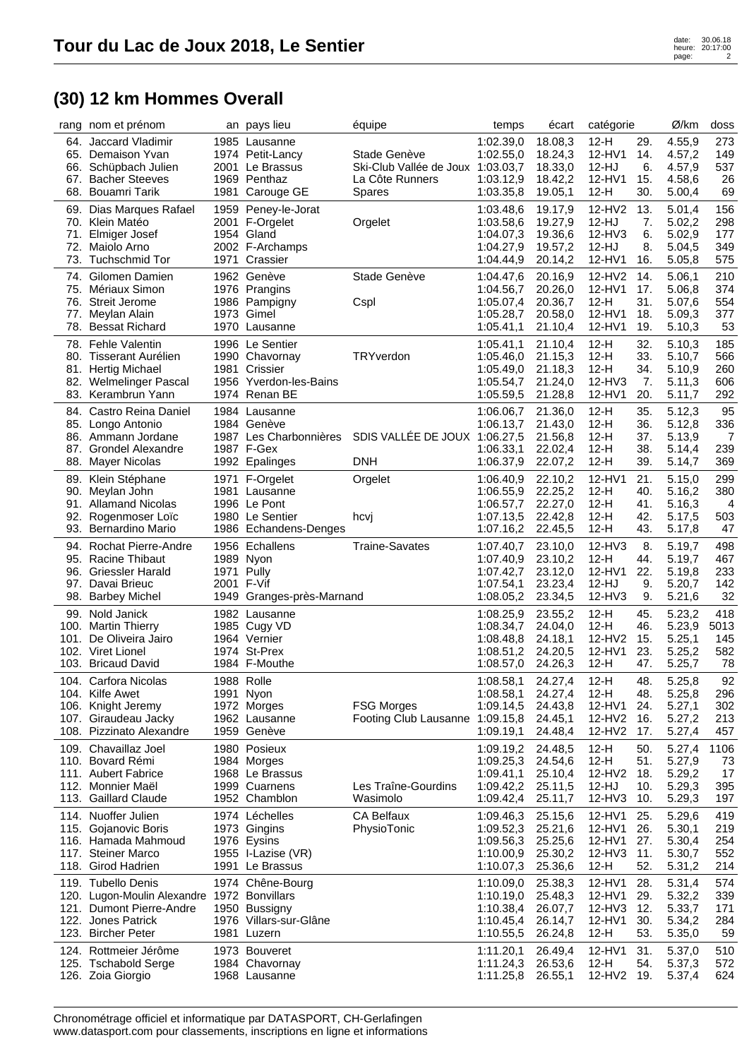# Tour du Lac de Joux 2018, Le Sentier

## (30) 12 km Hommes Overall

| rang | nom et prénom | an | pays lieu | équipe | temps | écart | catégorie | | Ø/km | doss |
|---|---|---|---|---|---|---|---|---|---|---|
| 64. | Jaccard Vladimir | 1985 | Lausanne | | 1:02.39,0 | 18.08,3 | 12-H | 29. | 4.55,9 | 273 |
| 65. | Demaison Yvan | 1974 | Petit-Lancy | Stade Genève | 1:02.55,0 | 18.24,3 | 12-HV1 | 14. | 4.57,2 | 149 |
| 66. | Schüpbach Julien | 2001 | Le Brassus | Ski-Club Vallée de Joux | 1:03.03,7 | 18.33,0 | 12-HJ | 6. | 4.57,9 | 537 |
| 67. | Bacher Steeves | 1969 | Penthaz | La Côte Runners | 1:03.12,9 | 18.42,2 | 12-HV1 | 15. | 4.58,6 | 26 |
| 68. | Bouamri Tarik | 1981 | Carouge GE | Spares | 1:03.35,8 | 19.05,1 | 12-H | 30. | 5.00,4 | 69 |
| 69. | Dias Marques Rafael | 1959 | Peney-le-Jorat | | 1:03.48,6 | 19.17,9 | 12-HV2 | 13. | 5.01,4 | 156 |
| 70. | Klein Matéo | 2001 | F-Orgelet | Orgelet | 1:03.58,6 | 19.27,9 | 12-HJ | 7. | 5.02,2 | 298 |
| 71. | Elmiger Josef | 1954 | Gland | | 1:04.07,3 | 19.36,6 | 12-HV3 | 6. | 5.02,9 | 177 |
| 72. | Maiolo Arno | 2002 | F-Archamps | | 1:04.27,9 | 19.57,2 | 12-HJ | 8. | 5.04,5 | 349 |
| 73. | Tuchschmid Tor | 1971 | Crassier | | 1:04.44,9 | 20.14,2 | 12-HV1 | 16. | 5.05,8 | 575 |
| 74. | Gilomen Damien | 1962 | Genève | Stade Genève | 1:04.47,6 | 20.16,9 | 12-HV2 | 14. | 5.06,1 | 210 |
| 75. | Mériaux Simon | 1976 | Prangins | | 1:04.56,7 | 20.26,0 | 12-HV1 | 17. | 5.06,8 | 374 |
| 76. | Streit Jerome | 1986 | Pampigny | Cspl | 1:05.07,4 | 20.36,7 | 12-H | 31. | 5.07,6 | 554 |
| 77. | Meylan Alain | 1973 | Gimel | | 1:05.28,7 | 20.58,0 | 12-HV1 | 18. | 5.09,3 | 377 |
| 78. | Bessat Richard | 1970 | Lausanne | | 1:05.41,1 | 21.10,4 | 12-HV1 | 19. | 5.10,3 | 53 |
| 78. | Fehle Valentin | 1996 | Le Sentier | | 1:05.41,1 | 21.10,4 | 12-H | 32. | 5.10,3 | 185 |
| 80. | Tisserant Aurélien | 1990 | Chavornay | TRYverdon | 1:05.46,0 | 21.15,3 | 12-H | 33. | 5.10,7 | 566 |
| 81. | Hertig Michael | 1981 | Crissier | | 1:05.49,0 | 21.18,3 | 12-H | 34. | 5.10,9 | 260 |
| 82. | Welmelinger Pascal | 1956 | Yverdon-les-Bains | | 1:05.54,7 | 21.24,0 | 12-HV3 | 7. | 5.11,3 | 606 |
| 83. | Kerambrun Yann | 1974 | Renan BE | | 1:05.59,5 | 21.28,8 | 12-HV1 | 20. | 5.11,7 | 292 |
| 84. | Castro Reina Daniel | 1984 | Lausanne | | 1:06.06,7 | 21.36,0 | 12-H | 35. | 5.12,3 | 95 |
| 85. | Longo Antonio | 1984 | Genève | | 1:06.13,7 | 21.43,0 | 12-H | 36. | 5.12,8 | 336 |
| 86. | Ammann Jordane | 1987 | Les Charbonnières | SDIS VALLÉE DE JOUX | 1:06.27,5 | 21.56,8 | 12-H | 37. | 5.13,9 | 7 |
| 87. | Grondel Alexandre | 1987 | F-Gex | | 1:06.33,1 | 22.02,4 | 12-H | 38. | 5.14,4 | 239 |
| 88. | Mayer Nicolas | 1992 | Epalinges | DNH | 1:06.37,9 | 22.07,2 | 12-H | 39. | 5.14,7 | 369 |
| 89. | Klein Stéphane | 1971 | F-Orgelet | Orgelet | 1:06.40,9 | 22.10,2 | 12-HV1 | 21. | 5.15,0 | 299 |
| 90. | Meylan John | 1981 | Lausanne | | 1:06.55,9 | 22.25,2 | 12-H | 40. | 5.16,2 | 380 |
| 91. | Allamand Nicolas | 1996 | Le Pont | | 1:06.57,7 | 22.27,0 | 12-H | 41. | 5.16,3 | 4 |
| 92. | Rogenmoser Loïc | 1980 | Le Sentier | hcvj | 1:07.13,5 | 22.42,8 | 12-H | 42. | 5.17,5 | 503 |
| 93. | Bernardino Mario | 1986 | Echandens-Denges | | 1:07.16,2 | 22.45,5 | 12-H | 43. | 5.17,8 | 47 |
| 94. | Rochat Pierre-Andre | 1956 | Echallens | Traine-Savates | 1:07.40,7 | 23.10,0 | 12-HV3 | 8. | 5.19,7 | 498 |
| 95. | Racine Thibaut | 1989 | Nyon | | 1:07.40,9 | 23.10,2 | 12-H | 44. | 5.19,7 | 467 |
| 96. | Griessler Harald | 1971 | Pully | | 1:07.42,7 | 23.12,0 | 12-HV1 | 22. | 5.19,8 | 233 |
| 97. | Davai Brieuc | 2001 | F-Vif | | 1:07.54,1 | 23.23,4 | 12-HJ | 9. | 5.20,7 | 142 |
| 98. | Barbey Michel | 1949 | Granges-près-Marnand | | 1:08.05,2 | 23.34,5 | 12-HV3 | 9. | 5.21,6 | 32 |
| 99. | Nold Janick | 1982 | Lausanne | | 1:08.25,9 | 23.55,2 | 12-H | 45. | 5.23,2 | 418 |
| 100. | Martin Thierry | 1985 | Cugy VD | | 1:08.34,7 | 24.04,0 | 12-H | 46. | 5.23,9 | 5013 |
| 101. | De Oliveira Jairo | 1964 | Vernier | | 1:08.48,8 | 24.18,1 | 12-HV2 | 15. | 5.25,1 | 145 |
| 102. | Viret Lionel | 1974 | St-Prex | | 1:08.51,2 | 24.20,5 | 12-HV1 | 23. | 5.25,2 | 582 |
| 103. | Bricaud David | 1984 | F-Mouthe | | 1:08.57,0 | 24.26,3 | 12-H | 47. | 5.25,7 | 78 |
| 104. | Carfora Nicolas | 1988 | Rolle | | 1:08.58,1 | 24.27,4 | 12-H | 48. | 5.25,8 | 92 |
| 104. | Kilfe Awet | 1991 | Nyon | | 1:08.58,1 | 24.27,4 | 12-H | 48. | 5.25,8 | 296 |
| 106. | Knight Jeremy | 1972 | Morges | FSG Morges | 1:09.14,5 | 24.43,8 | 12-HV1 | 24. | 5.27,1 | 302 |
| 107. | Giraudeau Jacky | 1962 | Lausanne | Footing Club Lausanne | 1:09.15,8 | 24.45,1 | 12-HV2 | 16. | 5.27,2 | 213 |
| 108. | Pizzinato Alexandre | 1959 | Genève | | 1:09.19,1 | 24.48,4 | 12-HV2 | 17. | 5.27,4 | 457 |
| 109. | Chavaillaz Joel | 1980 | Posieux | | 1:09.19,2 | 24.48,5 | 12-H | 50. | 5.27,4 | 1106 |
| 110. | Bovard Rémi | 1984 | Morges | | 1:09.25,3 | 24.54,6 | 12-H | 51. | 5.27,9 | 73 |
| 111. | Aubert Fabrice | 1968 | Le Brassus | | 1:09.41,1 | 25.10,4 | 12-HV2 | 18. | 5.29,2 | 17 |
| 112. | Monnier Maël | 1999 | Cuarnens | Les Traîne-Gourdins | 1:09.42,2 | 25.11,5 | 12-HJ | 10. | 5.29,3 | 395 |
| 113. | Gaillard Claude | 1952 | Chamblon | Wasimolo | 1:09.42,4 | 25.11,7 | 12-HV3 | 10. | 5.29,3 | 197 |
| 114. | Nuoffer Julien | 1974 | Léchelles | CA Belfaux | 1:09.46,3 | 25.15,6 | 12-HV1 | 25. | 5.29,6 | 419 |
| 115. | Gojanovic Boris | 1973 | Gingins | PhysioTonic | 1:09.52,3 | 25.21,6 | 12-HV1 | 26. | 5.30,1 | 219 |
| 116. | Hamada Mahmoud | 1976 | Eysins | | 1:09.56,3 | 25.25,6 | 12-HV1 | 27. | 5.30,4 | 254 |
| 117. | Steiner Marco | 1955 | I-Lazise (VR) | | 1:10.00,9 | 25.30,2 | 12-HV3 | 11. | 5.30,7 | 552 |
| 118. | Girod Hadrien | 1991 | Le Brassus | | 1:10.07,3 | 25.36,6 | 12-H | 52. | 5.31,2 | 214 |
| 119. | Tubello Denis | 1974 | Chêne-Bourg | | 1:10.09,0 | 25.38,3 | 12-HV1 | 28. | 5.31,4 | 574 |
| 120. | Lugon-Moulin Alexandre | 1972 | Bonvillars | | 1:10.19,0 | 25.48,3 | 12-HV1 | 29. | 5.32,2 | 339 |
| 121. | Dumont Pierre-Andre | 1950 | Bussigny | | 1:10.38,4 | 26.07,7 | 12-HV3 | 12. | 5.33,7 | 171 |
| 122. | Jones Patrick | 1976 | Villars-sur-Glâne | | 1:10.45,4 | 26.14,7 | 12-HV1 | 30. | 5.34,2 | 284 |
| 123. | Bircher Peter | 1981 | Luzern | | 1:10.55,5 | 26.24,8 | 12-H | 53. | 5.35,0 | 59 |
| 124. | Rottmeier Jérôme | 1973 | Bouveret | | 1:11.20,1 | 26.49,4 | 12-HV1 | 31. | 5.37,0 | 510 |
| 125. | Tschabold Serge | 1984 | Chavornay | | 1:11.24,3 | 26.53,6 | 12-H | 54. | 5.37,3 | 572 |
| 126. | Zoia Giorgio | 1968 | Lausanne | | 1:11.25,8 | 26.55,1 | 12-HV2 | 19. | 5.37,4 | 624 |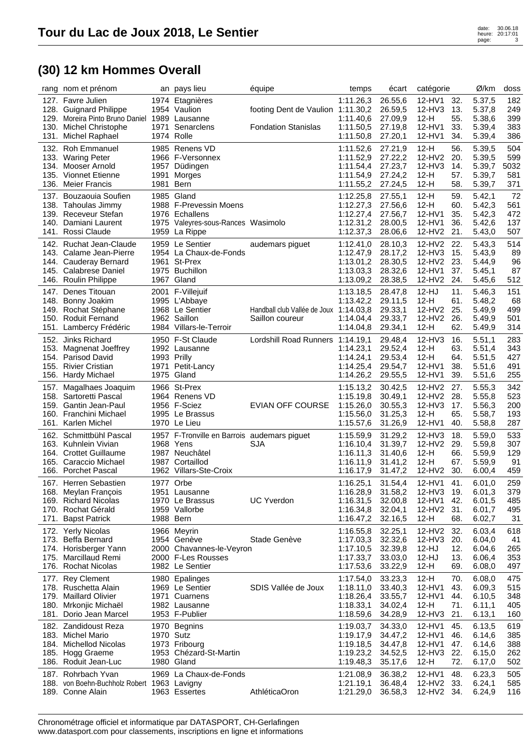# Tour du Lac de Joux 2018, Le Sentier

## (30) 12 km Hommes Overall

| rang | nom et prénom | an | pays lieu | équipe | temps | écart | catégorie | | Ø/km | doss |
|---|---|---|---|---|---|---|---|---|---|---|
| 127. | Favre Julien | 1974 | Etagnières | | 1:11.26,3 | 26.55,6 | 12-HV1 | 32. | 5.37,5 | 182 |
| 128. | Guignard Philippe | 1954 | Vaulion | footing Dent de Vaulion | 1:11.30,2 | 26.59,5 | 12-HV3 | 13. | 5.37,8 | 249 |
| 129. | Moreira Pinto Bruno Daniel | 1989 | Lausanne | | 1:11.40,6 | 27.09,9 | 12-H | 55. | 5.38,6 | 399 |
| 130. | Michel Christophe | 1971 | Senarclens | Fondation Stanislas | 1:11.50,5 | 27.19,8 | 12-HV1 | 33. | 5.39,4 | 383 |
| 131. | Michel Raphael | 1974 | Rolle | | 1:11.50,8 | 27.20,1 | 12-HV1 | 34. | 5.39,4 | 386 |
| 132. | Roh Emmanuel | 1985 | Renens VD | | 1:11.52,6 | 27.21,9 | 12-H | 56. | 5.39,5 | 504 |
| 133. | Waring Peter | 1966 | F-Versonnex | | 1:11.52,9 | 27.22,2 | 12-HV2 | 20. | 5.39,5 | 599 |
| 134. | Mooser Arnold | 1957 | Düdingen | | 1:11.54,4 | 27.23,7 | 12-HV3 | 14. | 5.39,7 | 5032 |
| 135. | Vionnet Etienne | 1991 | Morges | | 1:11.54,9 | 27.24,2 | 12-H | 57. | 5.39,7 | 581 |
| 136. | Meier Francis | 1981 | Bern | | 1:11.55,2 | 27.24,5 | 12-H | 58. | 5.39,7 | 371 |
| 137. | Bouzaouia Soufien | 1985 | Gland | | 1:12.25,8 | 27.55,1 | 12-H | 59. | 5.42,1 | 72 |
| 138. | Tahoulas Jimmy | 1988 | F-Prevessin Moens | | 1:12.27,3 | 27.56,6 | 12-H | 60. | 5.42,3 | 561 |
| 139. | Receveur Stefan | 1976 | Echallens | | 1:12.27,4 | 27.56,7 | 12-HV1 | 35. | 5.42,3 | 472 |
| 140. | Damiani Laurent | 1975 | Valeyres-sous-Rances | Wasimolo | 1:12.31,2 | 28.00,5 | 12-HV1 | 36. | 5.42,6 | 137 |
| 141. | Rossi Claude | 1959 | La Rippe | | 1:12.37,3 | 28.06,6 | 12-HV2 | 21. | 5.43,0 | 507 |
| 142. | Ruchat Jean-Claude | 1959 | Le Sentier | audemars piguet | 1:12.41,0 | 28.10,3 | 12-HV2 | 22. | 5.43,3 | 514 |
| 143. | Calame Jean-Pierre | 1954 | La Chaux-de-Fonds | | 1:12.47,9 | 28.17,2 | 12-HV3 | 15. | 5.43,9 | 89 |
| 144. | Cauderay Bernard | 1961 | St-Prex | | 1:13.01,2 | 28.30,5 | 12-HV2 | 23. | 5.44,9 | 96 |
| 145. | Calabrese Daniel | 1975 | Buchillon | | 1:13.03,3 | 28.32,6 | 12-HV1 | 37. | 5.45,1 | 87 |
| 146. | Roulin Philippe | 1967 | Gland | | 1:13.09,2 | 28.38,5 | 12-HV2 | 24. | 5.45,6 | 512 |
| 147. | Denes Titouan | 2001 | F-Villejuif | | 1:13.18,5 | 28.47,8 | 12-HJ | 11. | 5.46,3 | 151 |
| 148. | Bonny Joakim | 1995 | L'Abbaye | | 1:13.42,2 | 29.11,5 | 12-H | 61. | 5.48,2 | 68 |
| 149. | Rochat Stéphane | 1968 | Le Sentier | Handball club Vallée de Joux | 1:14.03,8 | 29.33,1 | 12-HV2 | 25. | 5.49,9 | 499 |
| 150. | Roduit Fernand | 1962 | Saillon | Saillon coureur | 1:14.04,4 | 29.33,7 | 12-HV2 | 26. | 5.49,9 | 501 |
| 151. | Lambercy Frédéric | 1984 | Villars-le-Terroir | | 1:14.04,8 | 29.34,1 | 12-H | 62. | 5.49,9 | 314 |
| 152. | Jinks Richard | 1950 | F-St Claude | Lordshill Road Runners | 1:14.19,1 | 29.48,4 | 12-HV3 | 16. | 5.51,1 | 283 |
| 153. | Magnenat Joeffrey | 1992 | Lausanne | | 1:14.23,1 | 29.52,4 | 12-H | 63. | 5.51,4 | 343 |
| 154. | Parisod David | 1993 | Prilly | | 1:14.24,1 | 29.53,4 | 12-H | 64. | 5.51,5 | 427 |
| 155. | Rivier Cristian | 1971 | Petit-Lancy | | 1:14.25,4 | 29.54,7 | 12-HV1 | 38. | 5.51,6 | 491 |
| 156. | Hardy Michael | 1975 | Gland | | 1:14.26,2 | 29.55,5 | 12-HV1 | 39. | 5.51,6 | 255 |
| 157. | Magalhaes Joaquim | 1966 | St-Prex | | 1:15.13,2 | 30.42,5 | 12-HV2 | 27. | 5.55,3 | 342 |
| 158. | Sartoretti Pascal | 1964 | Renens VD | | 1:15.19,8 | 30.49,1 | 12-HV2 | 28. | 5.55,8 | 523 |
| 159. | Gantin Jean-Paul | 1956 | F-Sciez | EVIAN OFF COURSE | 1:15.26,0 | 30.55,3 | 12-HV3 | 17. | 5.56,3 | 200 |
| 160. | Franchini Michael | 1995 | Le Brassus | | 1:15.56,0 | 31.25,3 | 12-H | 65. | 5.58,7 | 193 |
| 161. | Karlen Michel | 1970 | Le Lieu | | 1:15.57,6 | 31.26,9 | 12-HV1 | 40. | 5.58,8 | 287 |
| 162. | Schmittbühl Pascal | 1957 | F-Tronville en Barrois | audemars piguet | 1:15.59,9 | 31.29,2 | 12-HV3 | 18. | 5.59,0 | 533 |
| 163. | Kuhnlein Vivian | 1968 | Yens | SJA | 1:16.10,4 | 31.39,7 | 12-HV2 | 29. | 5.59,8 | 307 |
| 164. | Crottet Guillaume | 1987 | Neuchâtel | | 1:16.11,3 | 31.40,6 | 12-H | 66. | 5.59,9 | 129 |
| 165. | Caraccio Michael | 1987 | Cortaillod | | 1:16.11,9 | 31.41,2 | 12-H | 67. | 5.59,9 | 91 |
| 166. | Porchet Pascal | 1962 | Villars-Ste-Croix | | 1:16.17,9 | 31.47,2 | 12-HV2 | 30. | 6.00,4 | 459 |
| 167. | Herren Sebastien | 1977 | Orbe | | 1:16.25,1 | 31.54,4 | 12-HV1 | 41. | 6.01,0 | 259 |
| 168. | Meylan François | 1951 | Lausanne | | 1:16.28,9 | 31.58,2 | 12-HV3 | 19. | 6.01,3 | 379 |
| 169. | Richard Nicolas | 1970 | Le Brassus | UC Yverdon | 1:16.31,5 | 32.00,8 | 12-HV1 | 42. | 6.01,5 | 485 |
| 170. | Rochat Gérald | 1959 | Vallorbe | | 1:16.34,8 | 32.04,1 | 12-HV2 | 31. | 6.01,7 | 495 |
| 171. | Bapst Patrick | 1988 | Bern | | 1:16.47,2 | 32.16,5 | 12-H | 68. | 6.02,7 | 31 |
| 172. | Yerly Nicolas | 1966 | Meyrin | | 1:16.55,8 | 32.25,1 | 12-HV2 | 32. | 6.03,4 | 618 |
| 173. | Beffa Bernard | 1954 | Genève | Stade Genève | 1:17.03,3 | 32.32,6 | 12-HV3 | 20. | 6.04,0 | 41 |
| 174. | Horisberger Yann | 2000 | Chavannes-le-Veyron | | 1:17.10,5 | 32.39,8 | 12-HJ | 12. | 6.04,6 | 265 |
| 175. | Marcillaud Remi | 2000 | F-Les Rousses | | 1:17.33,7 | 33.03,0 | 12-HJ | 13. | 6.06,4 | 353 |
| 176. | Rochat Nicolas | 1982 | Le Sentier | | 1:17.53,6 | 33.22,9 | 12-H | 69. | 6.08,0 | 497 |
| 177. | Rey Clement | 1980 | Epalinges | | 1:17.54,0 | 33.23,3 | 12-H | 70. | 6.08,0 | 475 |
| 178. | Ruschetta Alain | 1969 | Le Sentier | SDIS Vallée de Joux | 1:18.11,0 | 33.40,3 | 12-HV1 | 43. | 6.09,3 | 515 |
| 179. | Maillard Olivier | 1971 | Cuarnens | | 1:18.26,4 | 33.55,7 | 12-HV1 | 44. | 6.10,5 | 348 |
| 180. | Mrkonjic Michaël | 1982 | Lausanne | | 1:18.33,1 | 34.02,4 | 12-H | 71. | 6.11,1 | 405 |
| 181. | Dorio Jean Marcel | 1953 | F-Publier | | 1:18.59,6 | 34.28,9 | 12-HV3 | 21. | 6.13,1 | 160 |
| 182. | Zandidoust Reza | 1970 | Begnins | | 1:19.03,7 | 34.33,0 | 12-HV1 | 45. | 6.13,5 | 619 |
| 183. | Michel Mario | 1970 | Sutz | | 1:19.17,9 | 34.47,2 | 12-HV1 | 46. | 6.14,6 | 385 |
| 184. | Michellod Nicolas | 1973 | Fribourg | | 1:19.18,5 | 34.47,8 | 12-HV1 | 47. | 6.14,6 | 388 |
| 185. | Hogg Graeme | 1953 | Chézard-St-Martin | | 1:19.23,2 | 34.52,5 | 12-HV3 | 22. | 6.15,0 | 262 |
| 186. | Roduit Jean-Luc | 1980 | Gland | | 1:19.48,3 | 35.17,6 | 12-H | 72. | 6.17,0 | 502 |
| 187. | Rohrbach Yvan | 1969 | La Chaux-de-Fonds | | 1:21.08,9 | 36.38,2 | 12-HV1 | 48. | 6.23,3 | 505 |
| 188. | von Boehn-Buchholz Robert | 1963 | Lavigny | | 1:21.19,1 | 36.48,4 | 12-HV2 | 33. | 6.24,1 | 585 |
| 189. | Conne Alain | 1963 | Essertes | AthléticaOron | 1:21.29,0 | 36.58,3 | 12-HV2 | 34. | 6.24,9 | 116 |

Chronométrage officiel et informatique par DATASPORT, CH-Gerlafingen
www.datasport.com pour classements, inscriptions en ligne et informations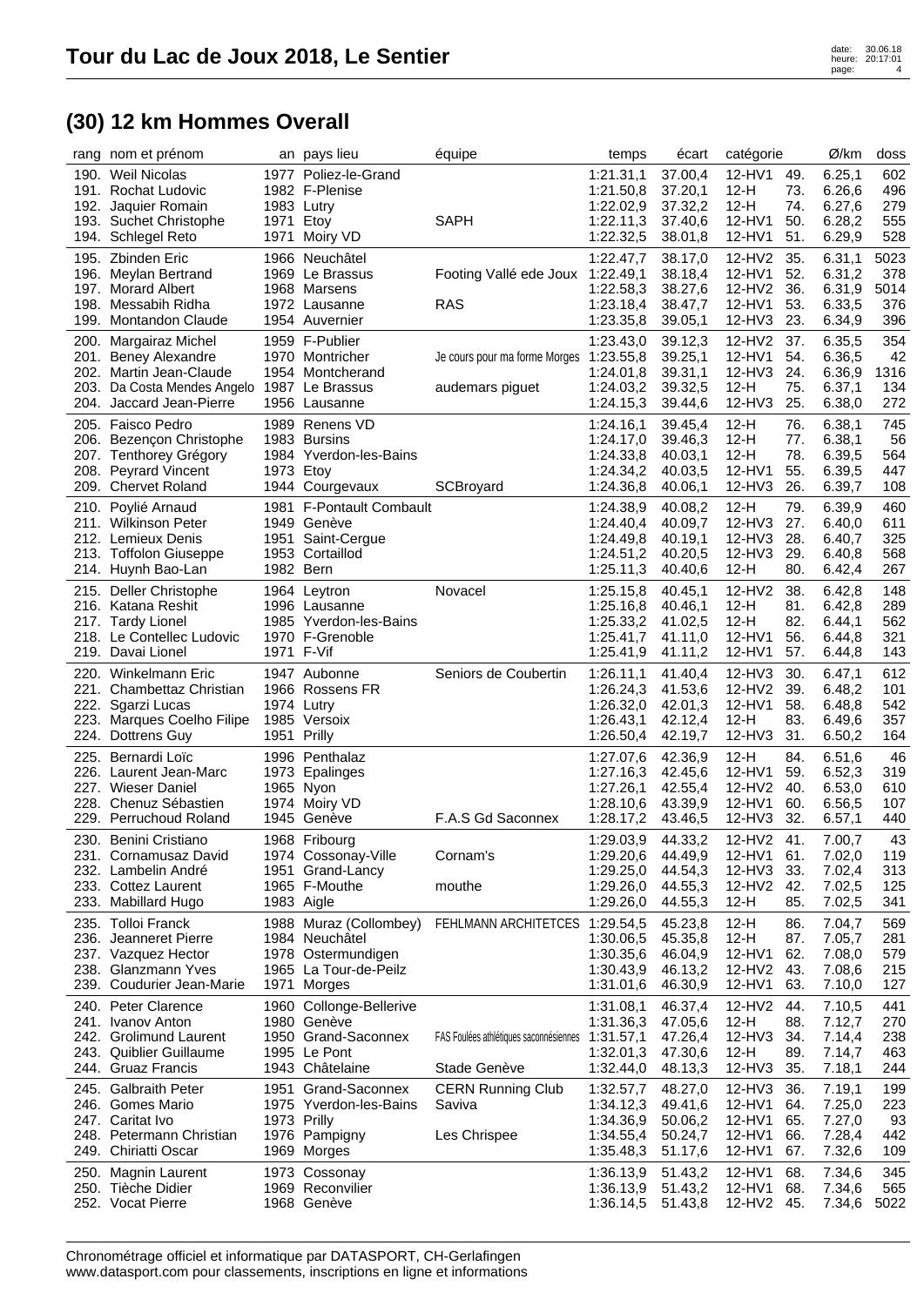# Tour du Lac de Joux 2018, Le Sentier

## (30) 12 km Hommes Overall

| rang | nom et prénom | an | pays lieu | équipe | temps | écart | catégorie | | Ø/km | doss |
|---|---|---|---|---|---|---|---|---|---|---|
| 190. | Weil Nicolas | 1977 | Poliez-le-Grand | | 1:21.31,1 | 37.00,4 | 12-HV1 | 49. | 6.25,1 | 602 |
| 191. | Rochat Ludovic | 1982 | F-Plenise | | 1:21.50,8 | 37.20,1 | 12-H | 73. | 6.26,6 | 496 |
| 192. | Jaquier Romain | 1983 | Lutry | | 1:22.02,9 | 37.32,2 | 12-H | 74. | 6.27,6 | 279 |
| 193. | Suchet Christophe | 1971 | Etoy | SAPH | 1:22.11,3 | 37.40,6 | 12-HV1 | 50. | 6.28,2 | 555 |
| 194. | Schlegel Reto | 1971 | Moiry VD | | 1:22.32,5 | 38.01,8 | 12-HV1 | 51. | 6.29,9 | 528 |
| 195. | Zbinden Eric | 1966 | Neuchâtel | | 1:22.47,7 | 38.17,0 | 12-HV2 | 35. | 6.31,1 | 5023 |
| 196. | Meylan Bertrand | 1969 | Le Brassus | Footing Vallé ede Joux | 1:22.49,1 | 38.18,4 | 12-HV1 | 52. | 6.31,2 | 378 |
| 197. | Morard Albert | 1968 | Marsens | | 1:22.58,3 | 38.27,6 | 12-HV2 | 36. | 6.31,9 | 5014 |
| 198. | Messabih Ridha | 1972 | Lausanne | RAS | 1:23.18,4 | 38.47,7 | 12-HV1 | 53. | 6.33,5 | 376 |
| 199. | Montandon Claude | 1954 | Auvernier | | 1:23.35,8 | 39.05,1 | 12-HV3 | 23. | 6.34,9 | 396 |
| 200. | Margairaz Michel | 1959 | F-Publier | | 1:23.43,0 | 39.12,3 | 12-HV2 | 37. | 6.35,5 | 354 |
| 201. | Beney Alexandre | 1970 | Montricher | Je cours pour ma forme Morges | 1:23.55,8 | 39.25,1 | 12-HV1 | 54. | 6.36,5 | 42 |
| 202. | Martin Jean-Claude | 1954 | Montcherand | | 1:24.01,8 | 39.31,1 | 12-HV3 | 24. | 6.36,9 | 1316 |
| 203. | Da Costa Mendes Angelo | 1987 | Le Brassus | audemars piguet | 1:24.03,2 | 39.32,5 | 12-H | 75. | 6.37,1 | 134 |
| 204. | Jaccard Jean-Pierre | 1956 | Lausanne | | 1:24.15,3 | 39.44,6 | 12-HV3 | 25. | 6.38,0 | 272 |
| 205. | Faisco Pedro | 1989 | Renens VD | | 1:24.16,1 | 39.45,4 | 12-H | 76. | 6.38,1 | 745 |
| 206. | Bezençon Christophe | 1983 | Bursins | | 1:24.17,0 | 39.46,3 | 12-H | 77. | 6.38,1 | 56 |
| 207. | Tenthorey Grégory | 1984 | Yverdon-les-Bains | | 1:24.33,8 | 40.03,1 | 12-H | 78. | 6.39,5 | 564 |
| 208. | Peyrard Vincent | 1973 | Etoy | | 1:24.34,2 | 40.03,5 | 12-HV1 | 55. | 6.39,5 | 447 |
| 209. | Chervet Roland | 1944 | Courgevaux | SCBroyard | 1:24.36,8 | 40.06,1 | 12-HV3 | 26. | 6.39,7 | 108 |
| 210. | Poylié Arnaud | 1981 | F-Pontault Combault | | 1:24.38,9 | 40.08,2 | 12-H | 79. | 6.39,9 | 460 |
| 211. | Wilkinson Peter | 1949 | Genève | | 1:24.40,4 | 40.09,7 | 12-HV3 | 27. | 6.40,0 | 611 |
| 212. | Lemieux Denis | 1951 | Saint-Cergue | | 1:24.49,8 | 40.19,1 | 12-HV3 | 28. | 6.40,7 | 325 |
| 213. | Toffolon Giuseppe | 1953 | Cortaillod | | 1:24.51,2 | 40.20,5 | 12-HV3 | 29. | 6.40,8 | 568 |
| 214. | Huynh Bao-Lan | 1982 | Bern | | 1:25.11,3 | 40.40,6 | 12-H | 80. | 6.42,4 | 267 |
| 215. | Deller Christophe | 1964 | Leytron | Novacel | 1:25.15,8 | 40.45,1 | 12-HV2 | 38. | 6.42,8 | 148 |
| 216. | Katana Reshit | 1996 | Lausanne | | 1:25.16,8 | 40.46,1 | 12-H | 81. | 6.42,8 | 289 |
| 217. | Tardy Lionel | 1985 | Yverdon-les-Bains | | 1:25.33,2 | 41.02,5 | 12-H | 82. | 6.44,1 | 562 |
| 218. | Le Contellec Ludovic | 1970 | F-Grenoble | | 1:25.41,7 | 41.11,0 | 12-HV1 | 56. | 6.44,8 | 321 |
| 219. | Davai Lionel | 1971 | F-Vif | | 1:25.41,9 | 41.11,2 | 12-HV1 | 57. | 6.44,8 | 143 |
| 220. | Winkelmann Eric | 1947 | Aubonne | Seniors de Coubertin | 1:26.11,1 | 41.40,4 | 12-HV3 | 30. | 6.47,1 | 612 |
| 221. | Chambettaz Christian | 1966 | Rossens FR | | 1:26.24,3 | 41.53,6 | 12-HV2 | 39. | 6.48,2 | 101 |
| 222. | Sgarzi Lucas | 1974 | Lutry | | 1:26.32,0 | 42.01,3 | 12-HV1 | 58. | 6.48,8 | 542 |
| 223. | Marques Coelho Filipe | 1985 | Versoix | | 1:26.43,1 | 42.12,4 | 12-H | 83. | 6.49,6 | 357 |
| 224. | Dottrens Guy | 1951 | Prilly | | 1:26.50,4 | 42.19,7 | 12-HV3 | 31. | 6.50,2 | 164 |
| 225. | Bernardi Loïc | 1996 | Penthalaz | | 1:27.07,6 | 42.36,9 | 12-H | 84. | 6.51,6 | 46 |
| 226. | Laurent Jean-Marc | 1973 | Epalinges | | 1:27.16,3 | 42.45,6 | 12-HV1 | 59. | 6.52,3 | 319 |
| 227. | Wieser Daniel | 1965 | Nyon | | 1:27.26,1 | 42.55,4 | 12-HV2 | 40. | 6.53,0 | 610 |
| 228. | Chenuz Sébastien | 1974 | Moiry VD | | 1:28.10,6 | 43.39,9 | 12-HV1 | 60. | 6.56,5 | 107 |
| 229. | Perruchoud Roland | 1945 | Genève | F.A.S Gd Saconnex | 1:28.17,2 | 43.46,5 | 12-HV3 | 32. | 6.57,1 | 440 |
| 230. | Benini Cristiano | 1968 | Fribourg | | 1:29.03,9 | 44.33,2 | 12-HV2 | 41. | 7.00,7 | 43 |
| 231. | Cornamusaz David | 1974 | Cossonay-Ville | Cornam's | 1:29.20,6 | 44.49,9 | 12-HV1 | 61. | 7.02,0 | 119 |
| 232. | Lambelin André | 1951 | Grand-Lancy | | 1:29.25,0 | 44.54,3 | 12-HV3 | 33. | 7.02,4 | 313 |
| 233. | Cottez Laurent | 1965 | F-Mouthe | mouthe | 1:29.26,0 | 44.55,3 | 12-HV2 | 42. | 7.02,5 | 125 |
| 233. | Mabillard Hugo | 1983 | Aigle | | 1:29.26,0 | 44.55,3 | 12-H | 85. | 7.02,5 | 341 |
| 235. | Tolloi Franck | 1988 | Muraz (Collombey) | FEHLMANN ARCHITETCES | 1:29.54,5 | 45.23,8 | 12-H | 86. | 7.04,7 | 569 |
| 236. | Jeanneret Pierre | 1984 | Neuchâtel | | 1:30.06,5 | 45.35,8 | 12-H | 87. | 7.05,7 | 281 |
| 237. | Vazquez Hector | 1978 | Ostermundigen | | 1:30.35,6 | 46.04,9 | 12-HV1 | 62. | 7.08,0 | 579 |
| 238. | Glanzmann Yves | 1965 | La Tour-de-Peilz | | 1:30.43,9 | 46.13,2 | 12-HV2 | 43. | 7.08,6 | 215 |
| 239. | Coudurier Jean-Marie | 1971 | Morges | | 1:31.01,6 | 46.30,9 | 12-HV1 | 63. | 7.10,0 | 127 |
| 240. | Peter Clarence | 1960 | Collonge-Bellerive | | 1:31.08,1 | 46.37,4 | 12-HV2 | 44. | 7.10,5 | 441 |
| 241. | Ivanov Anton | 1980 | Genève | | 1:31.36,3 | 47.05,6 | 12-H | 88. | 7.12,7 | 270 |
| 242. | Grolimund Laurent | 1950 | Grand-Saconnex | FAS Foulées athlétiques saconnésiennes | 1:31.57,1 | 47.26,4 | 12-HV3 | 34. | 7.14,4 | 238 |
| 243. | Quiblier Guillaume | 1995 | Le Pont | | 1:32.01,3 | 47.30,6 | 12-H | 89. | 7.14,7 | 463 |
| 244. | Gruaz Francis | 1943 | Châtelaine | Stade Genève | 1:32.44,0 | 48.13,3 | 12-HV3 | 35. | 7.18,1 | 244 |
| 245. | Galbraith Peter | 1951 | Grand-Saconnex | CERN Running Club | 1:32.57,7 | 48.27,0 | 12-HV3 | 36. | 7.19,1 | 199 |
| 246. | Gomes Mario | 1975 | Yverdon-les-Bains | Saviva | 1:34.12,3 | 49.41,6 | 12-HV1 | 64. | 7.25,0 | 223 |
| 247. | Caritat Ivo | 1973 | Prilly | | 1:34.36,9 | 50.06,2 | 12-HV1 | 65. | 7.27,0 | 93 |
| 248. | Petermann Christian | 1976 | Pampigny | Les Chrispee | 1:34.55,4 | 50.24,7 | 12-HV1 | 66. | 7.28,4 | 442 |
| 249. | Chiriatti Oscar | 1969 | Morges | | 1:35.48,3 | 51.17,6 | 12-HV1 | 67. | 7.32,6 | 109 |
| 250. | Magnin Laurent | 1973 | Cossonay | | 1:36.13,9 | 51.43,2 | 12-HV1 | 68. | 7.34,6 | 345 |
| 250. | Tièche Didier | 1969 | Reconvilier | | 1:36.13,9 | 51.43,2 | 12-HV1 | 68. | 7.34,6 | 565 |
| 252. | Vocat Pierre | 1968 | Genève | | 1:36.14,5 | 51.43,8 | 12-HV2 | 45. | 7.34,6 | 5022 |

Chronométrage officiel et informatique par DATASPORT, CH-Gerlafingen
www.datasport.com pour classements, inscriptions en ligne et informations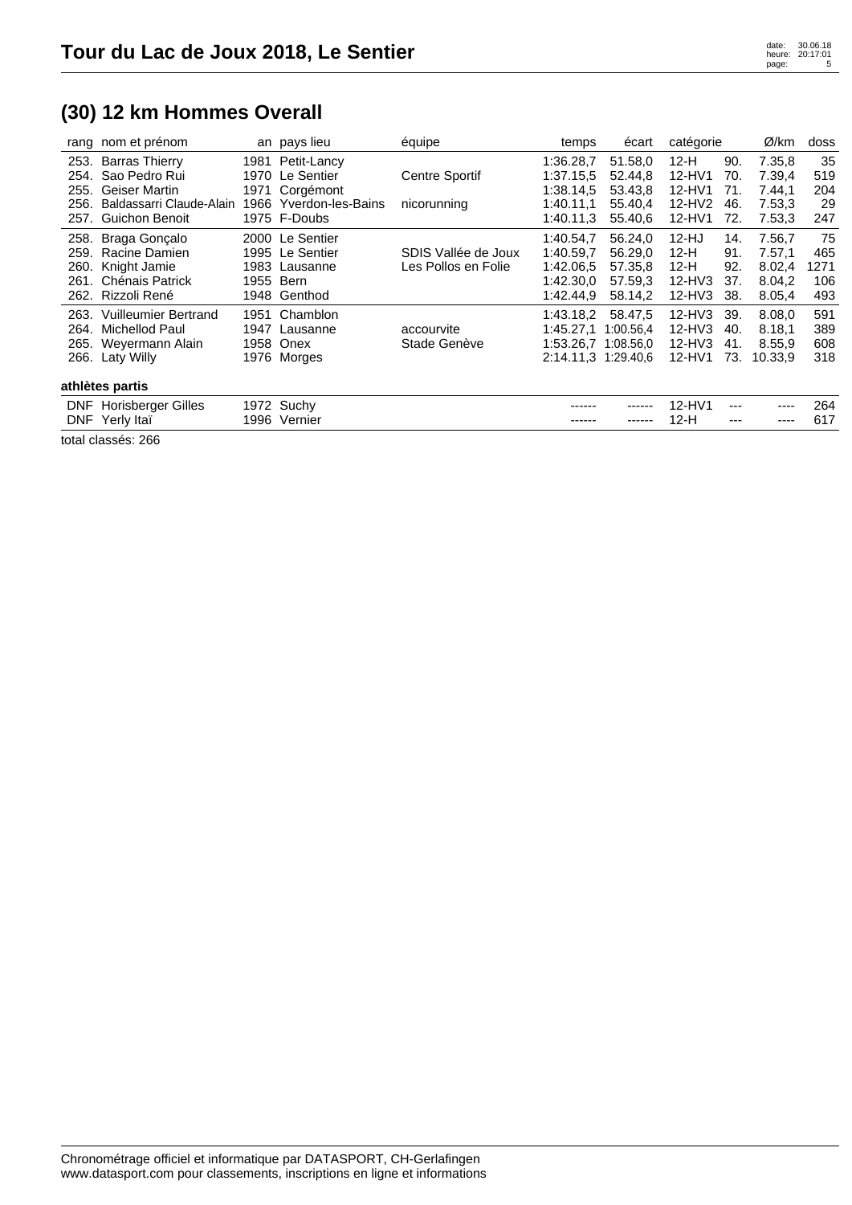## (30) 12 km Hommes Overall

| rang | nom et prénom | an | pays lieu | équipe | temps | écart | catégorie | | Ø/km | doss |
|---|---|---|---|---|---|---|---|---|---|---|
| 253. | Barras Thierry | 1981 | Petit-Lancy | | 1:36.28,7 | 51.58,0 | 12-H | 90. | 7.35,8 | 35 |
| 254. | Sao Pedro Rui | 1970 | Le Sentier | Centre Sportif | 1:37.15,5 | 52.44,8 | 12-HV1 | 70. | 7.39,4 | 519 |
| 255. | Geiser Martin | 1971 | Corgémont | | 1:38.14,5 | 53.43,8 | 12-HV1 | 71. | 7.44,1 | 204 |
| 256. | Baldassarri Claude-Alain | 1966 | Yverdon-les-Bains | nicorunning | 1:40.11,1 | 55.40,4 | 12-HV2 | 46. | 7.53,3 | 29 |
| 257. | Guichon Benoit | 1975 | F-Doubs | | 1:40.11,3 | 55.40,6 | 12-HV1 | 72. | 7.53,3 | 247 |
| 258. | Braga Gonçalo | 2000 | Le Sentier | | 1:40.54,7 | 56.24,0 | 12-HJ | 14. | 7.56,7 | 75 |
| 259. | Racine Damien | 1995 | Le Sentier | SDIS Vallée de Joux | 1:40.59,7 | 56.29,0 | 12-H | 91. | 7.57,1 | 465 |
| 260. | Knight Jamie | 1983 | Lausanne | Les Pollos en Folie | 1:42.06,5 | 57.35,8 | 12-H | 92. | 8.02,4 | 1271 |
| 261. | Chénais Patrick | 1955 | Bern | | 1:42.30,0 | 57.59,3 | 12-HV3 | 37. | 8.04,2 | 106 |
| 262. | Rizzoli René | 1948 | Genthod | | 1:42.44,9 | 58.14,2 | 12-HV3 | 38. | 8.05,4 | 493 |
| 263. | Vuilleumier Bertrand | 1951 | Chamblon | | 1:43.18,2 | 58.47,5 | 12-HV3 | 39. | 8.08,0 | 591 |
| 264. | Michellod Paul | 1947 | Lausanne | accourvite | 1:45.27,1 | 1:00.56,4 | 12-HV3 | 40. | 8.18,1 | 389 |
| 265. | Weyermann Alain | 1958 | Onex | Stade Genève | 1:53.26,7 | 1:08.56,0 | 12-HV3 | 41. | 8.55,9 | 608 |
| 266. | Laty Willy | 1976 | Morges | | 2:14.11,3 | 1:29.40,6 | 12-HV1 | 73. | 10.33,9 | 318 |

**athlètes partis**

| rang | nom et prénom | an | pays lieu | équipe | temps | écart | catégorie | | Ø/km | doss |
|---|---|---|---|---|---|---|---|---|---|---|
| DNF | Horisberger Gilles | 1972 | Suchy | | ------ | ------ | 12-HV1 | --- | ---- | 264 |
| DNF | Yerly Itaï | 1996 | Vernier | | ------ | ------ | 12-H | --- | ---- | 617 |

total classés: 266

Chronométrage officiel et informatique par DATASPORT, CH-Gerlafingen
www.datasport.com pour classements, inscriptions en ligne et informations